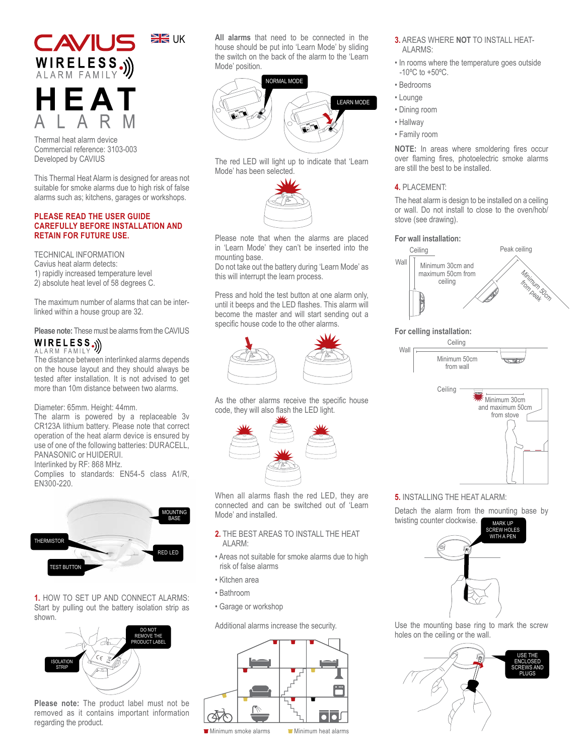# CAVIUS WIRELESS ALARM FAMILY

UK

# HEAT ALARM

Thermal heat alarm device
Commercial reference: 3103-003
Developed by CAVIUS

This Thermal Heat Alarm is designed for areas not suitable for smoke alarms due to high risk of false alarms such as; kitchens, garages or workshops.

**PLEASE READ THE USER GUIDE CAREFULLY BEFORE INSTALLATION AND RETAIN FOR FUTURE USE.**

TECHNICAL INFORMATION
Cavius heat alarm detects:
1) rapidly increased temperature level
2) absolute heat level of 58 degrees C.

The maximum number of alarms that can be interlinked within a house group are 32.

**Please note:** These must be alarms from the CAVIUS WIRELESS ALARM FAMILY

The distance between interlinked alarms depends on the house layout and they should always be tested after installation. It is not advised to get more than 10m distance between two alarms.

Diameter: 65mm. Height: 44mm.
The alarm is powered by a replaceable 3v CR123A lithium battery. Please note that correct operation of the heat alarm device is ensured by use of one of the following batteries: DURACELL, PANASONIC or HUIDERUI.
Interlinked by RF: 868 MHz.
Complies to standards: EN54-5 class A1/R, EN300-220.

MOUNTING BASE
THERMISTOR
RED LED
TEST BUTTON

## 1. HOW TO SET UP AND CONNECT ALARMS:

Start by pulling out the battery isolation strip as shown.

DO NOT REMOVE THE PRODUCT LABEL
ISOLATION STRIP

**Please note:** The product label must not be removed as it contains important information regarding the product.

**All alarms** that need to be connected in the house should be put into 'Learn Mode' by sliding the switch on the back of the alarm to the 'Learn Mode' position.

NORMAL MODE
LEARN MODE

The red LED will light up to indicate that 'Learn Mode' has been selected.

Please note that when the alarms are placed in 'Learn Mode' they can't be inserted into the mounting base.
Do not take out the battery during 'Learn Mode' as this will interrupt the learn process.

Press and hold the test button at one alarm only, until it beeps and the LED flashes. This alarm will become the master and will start sending out a specific house code to the other alarms.

As the other alarms receive the specific house code, they will also flash the LED light.

When all alarms flash the red LED, they are connected and can be switched out of 'Learn Mode' and installed.

## 2. THE BEST AREAS TO INSTALL THE HEAT ALARM:

- Areas not suitable for smoke alarms due to high risk of false alarms
- Kitchen area
- Bathroom
- Garage or workshop

Additional alarms increase the security.

Minimum smoke alarms    Minimum heat alarms

## 3. AREAS WHERE **NOT** TO INSTALL HEAT-ALARMS:

- In rooms where the temperature goes outside -10ºC to +50ºC.
- Bedrooms
- Lounge
- Dining room
- Hallway
- Family room

**NOTE:** In areas where smoldering fires occur over flaming fires, photoelectric smoke alarms are still the best to be installed.

## 4. PLACEMENT:

The heat alarm is design to be installed on a ceiling or wall. Do not install to close to the oven/hob/stove (see drawing).

**For wall installation:**

Ceiling / Wall: Minimum 30cm and maximum 50cm from ceiling
Peak ceiling: Minimum 50cm from peak

**For celling installation:**

Ceiling / Wall: Minimum 50cm from wall
Ceiling: Minimum 30cm and maximum 50cm from stove

## 5. INSTALLING THE HEAT ALARM:

Detach the alarm from the mounting base by twisting counter clockwise.

MARK UP SCREW HOLES WITH A PEN

Use the mounting base ring to mark the screw holes on the ceiling or the wall.

USE THE ENCLOSED SCREWS AND PLUGS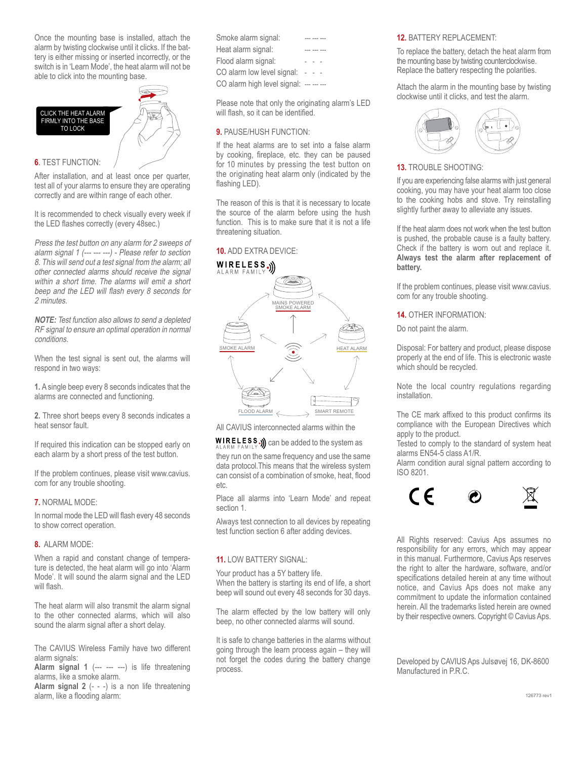Once the mounting base is installed, attach the alarm by twisting clockwise until it clicks. If the battery is either missing or inserted incorrectly, or the switch is in 'Learn Mode', the heat alarm will not be able to click into the mounting base.

CLICK THE HEAT ALARM FIRMLY INTO THE BASE TO LOCK

## 6. TEST FUNCTION:

After installation, and at least once per quarter, test all of your alarms to ensure they are operating correctly and are within range of each other.

It is recommended to check visually every week if the LED flashes correctly (every 48sec.)

*Press the test button on any alarm for 2 sweeps of alarm signal 1 (--- --- ---) - Please refer to section 8. This will send out a test signal from the alarm; all other connected alarms should receive the signal within a short time. The alarms will emit a short beep and the LED will flash every 8 seconds for 2 minutes.*

***NOTE:** Test function also allows to send a depleted RF signal to ensure an optimal operation in normal conditions.*

When the test signal is sent out, the alarms will respond in two ways:

**1.** A single beep every 8 seconds indicates that the alarms are connected and functioning.

**2.** Three short beeps every 8 seconds indicates a heat sensor fault.

If required this indication can be stopped early on each alarm by a short press of the test button.

If the problem continues, please visit www.cavius.com for any trouble shooting.

## 7. NORMAL MODE:

In normal mode the LED will flash every 48 seconds to show correct operation.

## 8. ALARM MODE:

When a rapid and constant change of temperature is detected, the heat alarm will go into 'Alarm Mode'. It will sound the alarm signal and the LED will flash.

The heat alarm will also transmit the alarm signal to the other connected alarms, which will also sound the alarm signal after a short delay.

The CAVIUS Wireless Family have two different alarm signals:
**Alarm signal 1** (--- --- ---) is life threatening alarms, like a smoke alarm.
**Alarm signal 2** (- - -) is a non life threatening alarm, like a flooding alarm:

| | |
|---|---|
| Smoke alarm signal: | --- --- --- |
| Heat alarm signal: | --- --- --- |
| Flood alarm signal: | - - - |
| CO alarm low level signal: | - - - |
| CO alarm high level signal: | --- --- --- |

Please note that only the originating alarm's LED will flash, so it can be identified.

## 9. PAUSE/HUSH FUNCTION:

If the heat alarms are set into a false alarm by cooking, fireplace, etc. they can be paused for 10 minutes by pressing the test button on the originating heat alarm only (indicated by the flashing LED).

The reason of this is that it is necessary to locate the source of the alarm before using the hush function. This is to make sure that it is not a life threatening situation.

## 10. ADD EXTRA DEVICE:

WIRELESS ALARM FAMILY

MAINS POWERED SMOKE ALARM

SMOKE ALARM

HEAT ALARM

FLOOD ALARM

SMART REMOTE

All CAVIUS interconnected alarms within the WIRELESS ALARM FAMILY can be added to the system as they run on the same frequency and use the same data protocol. This means that the wireless system can consist of a combination of smoke, heat, flood etc.

Place all alarms into 'Learn Mode' and repeat section 1.

Always test connection to all devices by repeating test function section 6 after adding devices.

## 11. LOW BATTERY SIGNAL:

Your product has a 5Y battery life.
When the battery is starting its end of life, a short beep will sound out every 48 seconds for 30 days.

The alarm effected by the low battery will only beep, no other connected alarms will sound.

It is safe to change batteries in the alarms without going through the learn process again – they will not forget the codes during the battery change process.

## 12. BATTERY REPLACEMENT:

To replace the battery, detach the heat alarm from the mounting base by twisting counterclockwise.
Replace the battery respecting the polarities.

Attach the alarm in the mounting base by twisting clockwise until it clicks, and test the alarm.

## 13. TROUBLE SHOOTING:

If you are experiencing false alarms with just general cooking, you may have your heat alarm too close to the cooking hobs and stove. Try reinstalling slightly further away to alleviate any issues.

If the heat alarm does not work when the test button is pushed, the probable cause is a faulty battery. Check if the battery is worn out and replace it. **Always test the alarm after replacement of battery.**

If the problem continues, please visit www.cavius.com for any trouble shooting.

## 14. OTHER INFORMATION:

Do not paint the alarm.

Disposal: For battery and product, please dispose properly at the end of life. This is electronic waste which should be recycled.

Note the local country regulations regarding installation.

The CE mark affixed to this product confirms its compliance with the European Directives which apply to the product.
Tested to comply to the standard of system heat alarms EN54-5 class A1/R.
Alarm condition aural signal pattern according to ISO 8201.

All Rights reserved: Cavius Aps assumes no responsibility for any errors, which may appear in this manual. Furthermore, Cavius Aps reserves the right to alter the hardware, software, and/or specifications detailed herein at any time without notice, and Cavius Aps does not make any commitment to update the information contained herein. All the trademarks listed herein are owned by their respective owners. Copyright © Cavius Aps.

Developed by CAVIUS Aps Julsøvej 16, DK-8600
Manufactured in P.R.C.

126773 rev1